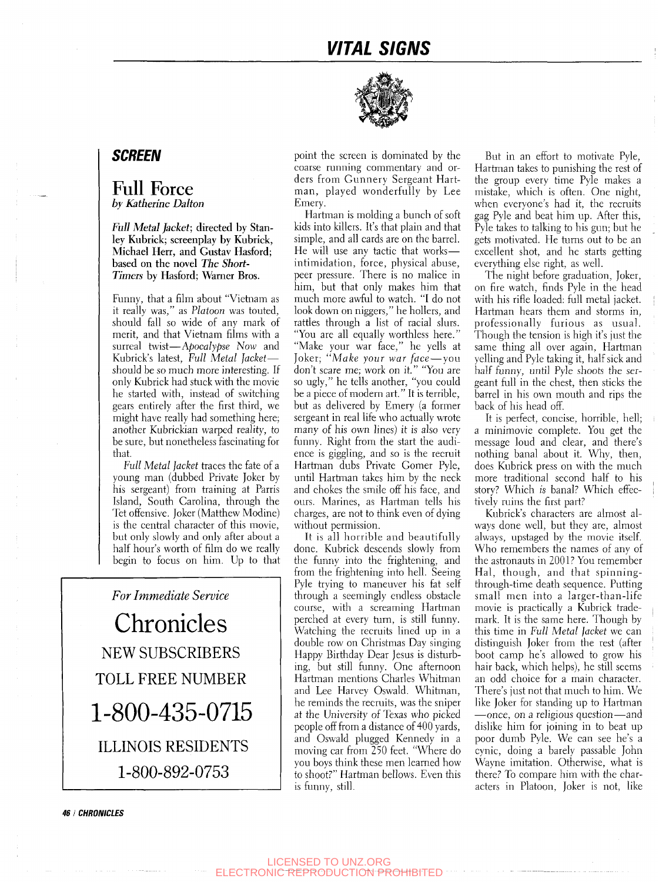# VITAL SIGNS

## SCREEN

### Full Force

*by Katherine Dalton*

***Full Metal Jacket*; directed by Stanley Kubrick; screenplay by Kubrick, Michael Herr, and Gustav Hasford; based on the novel *The Short-Timers* by Hasford; Warner Bros.**

Funny, that a film about "Vietnam as it really was," as *Platoon* was touted, should fall so wide of any mark of merit, and that Vietnam films with a surreal twist—*Apocalypse Now* and Kubrick's latest, *Full Metal Jacket*—should be so much more interesting. If only Kubrick had stuck with the movie he started with, instead of switching gears entirely after the first third, we might have really had something here; another Kubrickian warped reality, to be sure, but nonetheless fascinating for that.

*Full Metal Jacket* traces the fate of a young man (dubbed Private Joker by his sergeant) from training at Parris Island, South Carolina, through the Tet offensive. Joker (Matthew Modine) is the central character of this movie, but only slowly and only after about a half hour's worth of film do we really begin to focus on him. Up to that point the screen is dominated by the coarse running commentary and orders from Gunnery Sergeant Hartman, played wonderfully by Lee Emery.

Hartman is molding a bunch of soft kids into killers. It's that plain and that simple, and all cards are on the barrel. He will use any tactic that works—intimidation, force, physical abuse, peer pressure. There is no malice in him, but that only makes him that much more awful to watch. "I do not look down on niggers," he hollers, and rattles through a list of racial slurs. "You are all equally worthless here." "Make your war face," he yells at Joker; "*Make your war face*—you don't scare me; work on it." "You are so ugly," he tells another, "you could be a piece of modern art." It is terrible, but as delivered by Emery (a former sergeant in real life who actually wrote many of his own lines) it is also very funny. Right from the start the audience is giggling, and so is the recruit Hartman dubs Private Gomer Pyle, until Hartman takes him by the neck and chokes the smile off his face, and ours. Marines, as Hartman tells his charges, are not to think even of dying without permission.

It is all horrible and beautifully done. Kubrick descends slowly from the funny into the frightening, and from the frightening into hell. Seeing Pyle trying to maneuver his fat self through a seemingly endless obstacle course, with a screaming Hartman perched at every turn, is still funny. Watching the recruits lined up in a double row on Christmas Day singing Happy Birthday Dear Jesus is disturbing, but still funny. One afternoon Hartman mentions Charles Whitman and Lee Harvey Oswald. Whitman, he reminds the recruits, was the sniper at the University of Texas who picked people off from a distance of 400 yards, and Oswald plugged Kennedy in a moving car from 250 feet. "Where do you boys think these men learned how to shoot?" Hartman bellows. Even this is funny, still.

But in an effort to motivate Pyle, Hartman takes to punishing the rest of the group every time Pyle makes a mistake, which is often. One night, when everyone's had it, the recruits gag Pyle and beat him up. After this, Pyle takes to talking to his gun; but he gets motivated. He turns out to be an excellent shot, and he starts getting everything else right, as well.

The night before graduation, Joker, on fire watch, finds Pyle in the head with his rifle loaded: full metal jacket. Hartman hears them and storms in, professionally furious as usual. Though the tension is high it's just the same thing all over again, Hartman yelling and Pyle taking it, half sick and half funny, until Pyle shoots the sergeant full in the chest, then sticks the barrel in his own mouth and rips the back of his head off.

It is perfect, concise, horrible, hell; a minimovie complete. You get the message loud and clear, and there's nothing banal about it. Why, then, does Kubrick press on with the much more traditional second half to his story? Which *is* banal? Which effectively ruins the first part?

Kubrick's characters are almost always done well, but they are, almost always, upstaged by the movie itself. Who remembers the names of any of the astronauts in 2001? You remember Hal, though, and that spinning-through-time death sequence. Putting small men into a larger-than-life movie is practically a Kubrick trademark. It is the same here. Though by this time in *Full Metal Jacket* we can distinguish Joker from the rest (after boot camp he's allowed to grow his hair back, which helps), he still seems an odd choice for a main character. There's just not that much to him. We like Joker for standing up to Hartman—once, on a religious question—and dislike him for joining in to beat up poor dumb Pyle. We can see he's a cynic, doing a barely passable John Wayne imitation. Otherwise, what is there? To compare him with the characters in Platoon, Joker is not, like

---

*For Immediate Service*

**Chronicles**

NEW SUBSCRIBERS

TOLL FREE NUMBER

**1-800-435-0715**

ILLINOIS RESIDENTS

**1-800-892-0753**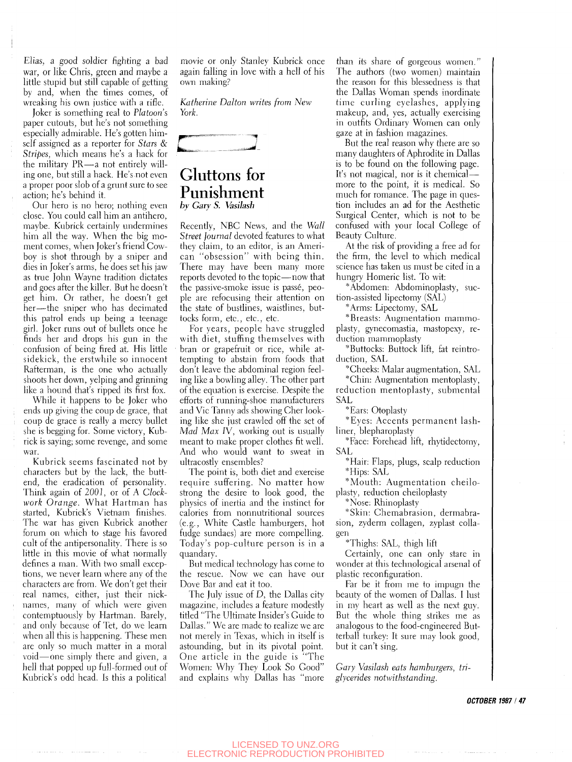Elias, a good soldier fighting a bad war, or like Chris, green and maybe a little stupid but still capable of getting by and, when the times comes, of wreaking his own justice with a rifle.

Joker is something real to *Platoon's* paper cutouts, but he's not something especially admirable. He's gotten himself assigned as a reporter for *Stars & Stripes*, which means he's a hack for the military PR—a not entirely willing one, but still a hack. He's not even a proper poor slob of a grunt sure to see action; he's behind it.

Our hero is no hero; nothing even close. You could call him an antihero, maybe. Kubrick certainly undermines him all the way. When the big moment comes, when Joker's friend Cowboy is shot through by a sniper and dies in Joker's arms, he does set his jaw as true John Wayne tradition dictates and goes after the killer. But he doesn't get him. Or rather, he doesn't get her—the sniper who has decimated this patrol ends up being a teenage girl. Joker runs out of bullets once he finds her and drops his gun in the confusion of being fired at. His little sidekick, the erstwhile so innocent Rafterman, is the one who actually shoots her down, yelping and grinning like a hound that's ripped its first fox.

While it happens to be Joker who ends up giving the coup de grace, that coup de grace is really a mercy bullet she is begging for. Some victory, Kubrick is saying; some revenge, and some war.

Kubrick seems fascinated not by characters but by the lack, the butt-end, the eradication of personality. Think again of *2001*, or of *A Clockwork Orange*. What Hartman has started, Kubrick's Vietnam finishes. The war has given Kubrick another forum on which to stage his favored cult of the antipersonality. There is so little in this movie of what normally defines a man. With two small exceptions, we never learn where any of the characters are from. We don't get their real names, either, just their nicknames, many of which were given contemptuously by Hartman. Barely, and only because of Tet, do we learn when all this is happening. These men are only so much matter in a moral void—one simply there and given, a hell that popped up full-formed out of Kubrick's odd head. Is this a political movie or only Stanley Kubrick once again falling in love with a hell of his own making?

*Katherine Dalton writes from New York.*

# Gluttons for Punishment

*by Gary S. Vasilash*

Recently, NBC News, and the *Wall Street Journal* devoted features to what they claim, to an editor, is an American "obsession" with being thin. There may have been many more reports devoted to the topic—now that the passive-smoke issue is passé, people are refocusing their attention on the state of bustlines, waistlines, buttocks form, etc., etc., etc.

For years, people have struggled with diet, stuffing themselves with bran or grapefruit or rice, while attempting to abstain from foods that don't leave the abdominal region feeling like a bowling alley. The other part of the equation is exercise. Despite the efforts of running-shoe manufacturers and Vic Tanny ads showing Cher looking like she just crawled off the set of *Mad Max IV*, working out is usually meant to make proper clothes fit well. And who would want to sweat in ultracostly ensembles?

The point is, both diet and exercise require suffering. No matter how strong the desire to look good, the physics of inertia and the instinct for calories from nonnutritional sources (e.g., White Castle hamburgers, hot fudge sundaes) are more compelling. Today's pop-culture person is in a quandary.

But medical technology has come to the rescue. Now we can have our Dove Bar and eat it too.

The July issue of *D*, the Dallas city magazine, includes a feature modestly titled "The Ultimate Insider's Guide to Dallas." We are made to realize we are not merely in Texas, which in itself is astounding, but in its pivotal point. One article in the guide is "The Women: Why They Look So Good" and explains why Dallas has "more than its share of gorgeous women." The authors (two women) maintain the reason for this blessedness is that the Dallas Woman spends inordinate time curling eyelashes, applying makeup, and, yes, actually exercising in outfits Ordinary Women can only gaze at in fashion magazines.

But the real reason why there are so many daughters of Aphrodite in Dallas is to be found on the following page. It's not magical, nor is it chemical—more to the point, it is medical. So much for romance. The page in question includes an ad for the Aesthetic Surgical Center, which is not to be confused with your local College of Beauty Culture.

At the risk of providing a free ad for the firm, the level to which medical science has taken us must be cited in a hungry Homeric list. To wit:

*Abdomen: Abdominoplasty, suction-assisted lipectomy (SAL)

*Arms: Lipectomy, SAL

*Breasts: Augmentation mammoplasty, gynecomastia, mastopexy, reduction mammoplasty

*Buttocks: Buttock lift, fat reintroduction, SAL

*Cheeks: Malar augmentation, SAL

*Chin: Augmentation mentoplasty, reduction mentoplasty, submental SAL

*Ears: Otoplasty

*Eyes: Accents permanent lashliner, blepharoplasty

*Face: Forehead lift, rhytidectomy, SAL

*Hair: Flaps, plugs, scalp reduction

*Hips: SAL

*Mouth: Augmentation cheiloplasty, reduction cheiloplasty

*Nose: Rhinoplasty

*Skin: Chemabrasion, dermabrasion, zyderm collagen, zyplast collagen

*Thighs: SAL, thigh lift

Certainly, one can only stare in wonder at this technological arsenal of plastic reconfiguration.

Far be it from me to impugn the beauty of the women of Dallas. I lust in my heart as well as the next guy. But the whole thing strikes me as analogous to the food-engineered Butterball turkey: It sure may look good, but it can't sing.

*Gary Vasilash eats hamburgers, triglycerides notwithstanding.*